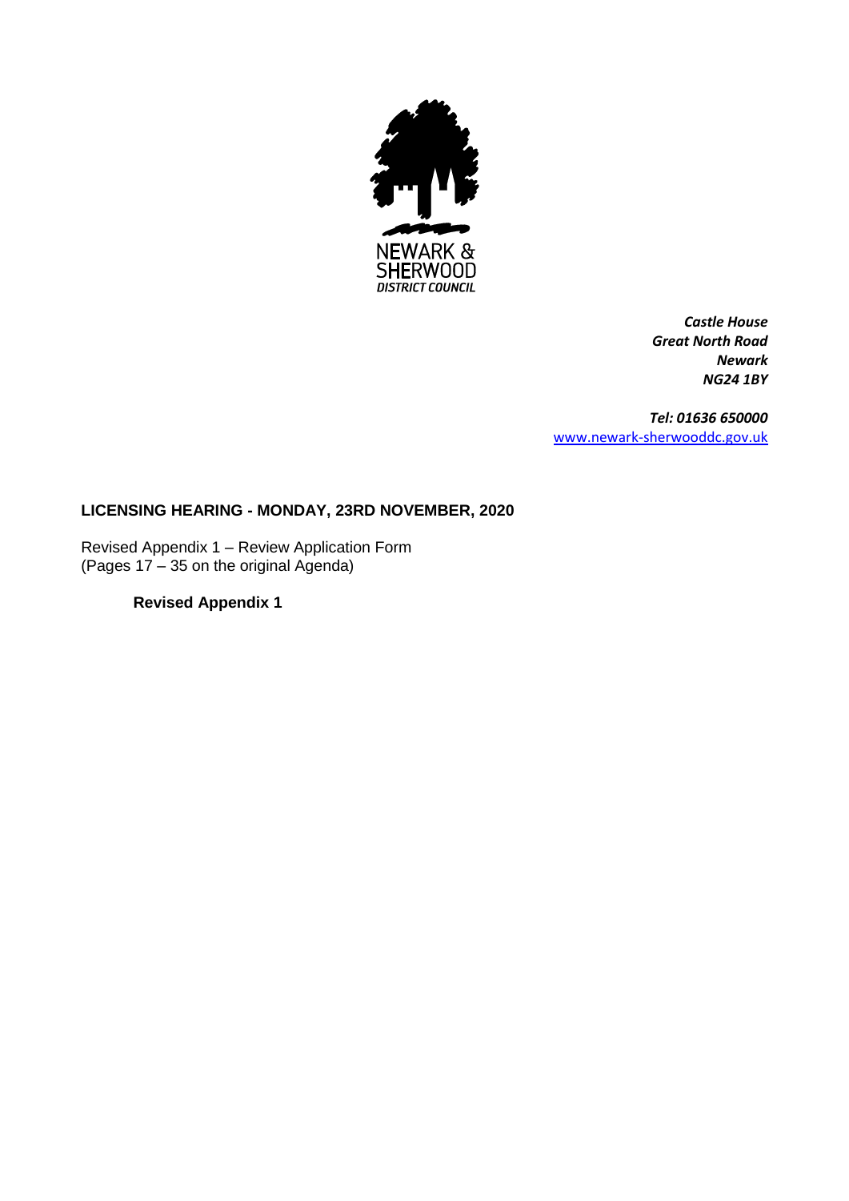NEWARK & SHERWOOD DISTRICT COUNCIL

*Castle House*
*Great North Road*
*Newark*
*NG24 1BY*

*Tel: 01636 650000*
www.newark-sherwooddc.gov.uk

**LICENSING HEARING - MONDAY, 23RD NOVEMBER, 2020**

Revised Appendix 1 – Review Application Form
(Pages 17 – 35 on the original Agenda)

**Revised Appendix 1**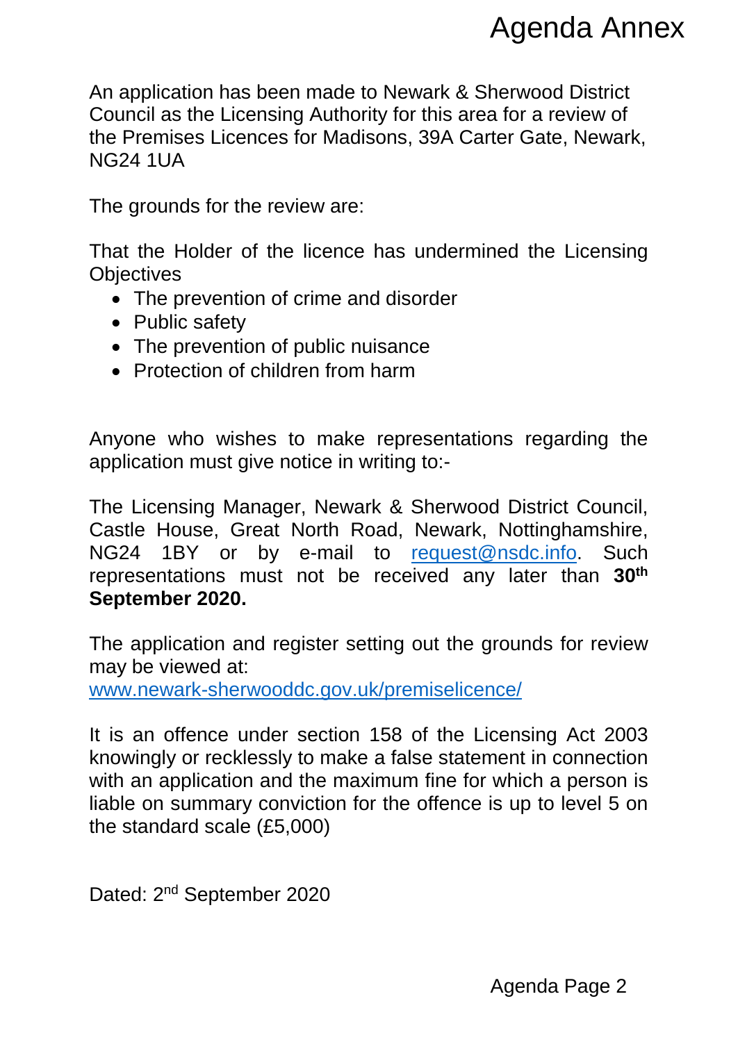An application has been made to Newark & Sherwood District Council as the Licensing Authority for this area for a review of the Premises Licences for Madisons, 39A Carter Gate, Newark, NG24 1UA

The grounds for the review are:

That the Holder of the licence has undermined the Licensing Objectives

- The prevention of crime and disorder
- Public safety
- The prevention of public nuisance
- Protection of children from harm

Anyone who wishes to make representations regarding the application must give notice in writing to:-

The Licensing Manager, Newark & Sherwood District Council, Castle House, Great North Road, Newark, Nottinghamshire, NG24 1BY or by e-mail to request@nsdc.info. Such representations must not be received any later than **30th September 2020.**

The application and register setting out the grounds for review may be viewed at:
www.newark-sherwooddc.gov.uk/premiselicence/

It is an offence under section 158 of the Licensing Act 2003 knowingly or recklessly to make a false statement in connection with an application and the maximum fine for which a person is liable on summary conviction for the offence is up to level 5 on the standard scale (£5,000)

Dated: 2nd September 2020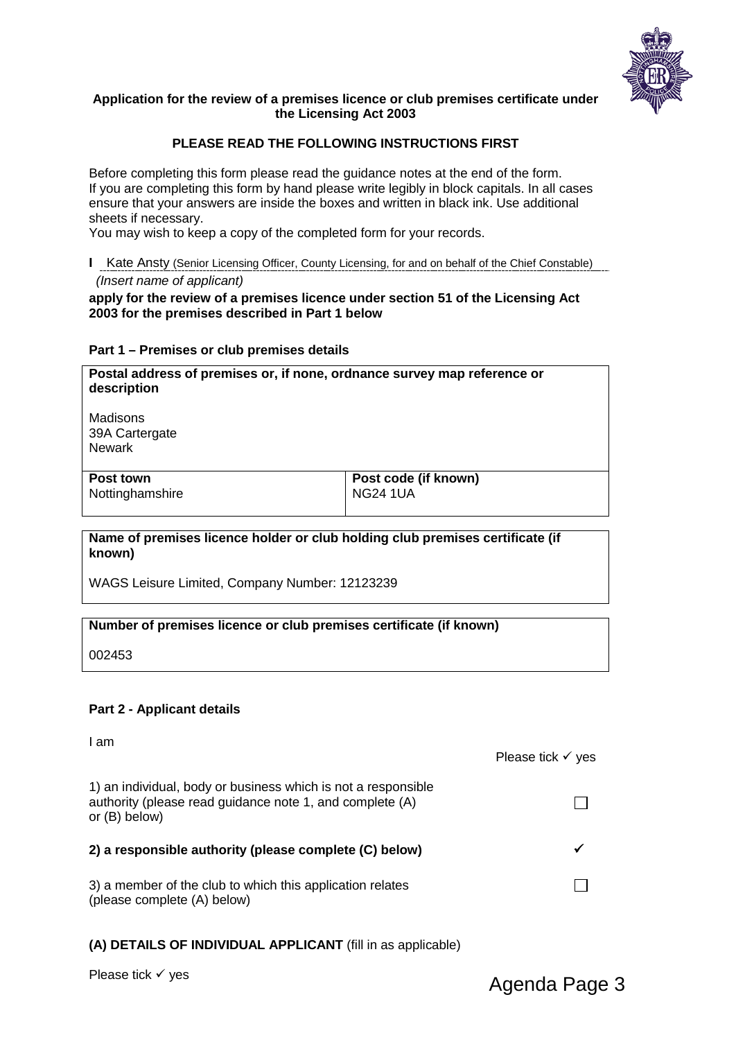**Application for the review of a premises licence or club premises certificate under the Licensing Act 2003**

**PLEASE READ THE FOLLOWING INSTRUCTIONS FIRST**

Before completing this form please read the guidance notes at the end of the form.
If you are completing this form by hand please write legibly in block capitals. In all cases ensure that your answers are inside the boxes and written in black ink. Use additional sheets if necessary.
You may wish to keep a copy of the completed form for your records.

**I** Kate Ansty (Senior Licensing Officer, County Licensing, for and on behalf of the Chief Constable)
*(Insert name of applicant)*

**apply for the review of a premises licence under section 51 of the Licensing Act 2003 for the premises described in Part 1 below**

**Part 1 – Premises or club premises details**

| **Postal address of premises or, if none, ordnance survey map reference or description** | |
|---|---|
| Madisons<br>39A Cartergate<br>Newark | |
| **Post town**<br>Nottinghamshire | **Post code (if known)**<br>NG24 1UA |

**Name of premises licence holder or club holding club premises certificate (if known)**

WAGS Leisure Limited, Company Number: 12123239

**Number of premises licence or club premises certificate (if known)**

002453

**Part 2 - Applicant details**

I am

| | Please tick ✓ yes |
|---|---|
| 1) an individual, body or business which is not a responsible authority (please read guidance note 1, and complete (A) or (B) below) | ☐ |
| **2) a responsible authority (please complete (C) below)** | ✓ |
| 3) a member of the club to which this application relates (please complete (A) below) | ☐ |

**(A) DETAILS OF INDIVIDUAL APPLICANT** (fill in as applicable)

Please tick ✓ yes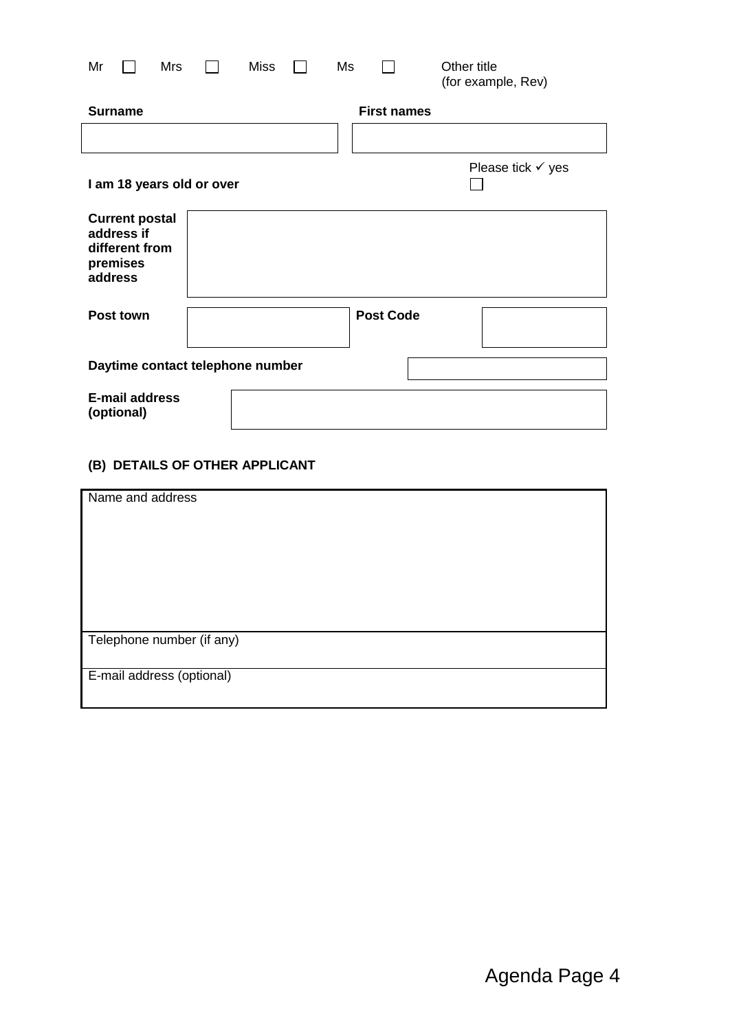Mr ☐ Mrs ☐ Miss ☐ Ms ☐ Other title (for example, Rev)

| **Surname** | **First names** |
| --- | --- |
| | |

**I am 18 years old or over** Please tick ✓ yes ☐

| | |
| --- | --- |
| **Current postal address if different from premises address** | |

| **Post town** | | **Post Code** | |
| --- | --- | --- | --- |

| **Daytime contact telephone number** | |
| --- | --- |

| **E-mail address (optional)** | |
| --- | --- |

**(B) DETAILS OF OTHER APPLICANT**

| Name and address |
| --- |
| |
| Telephone number (if any) |
| E-mail address (optional) |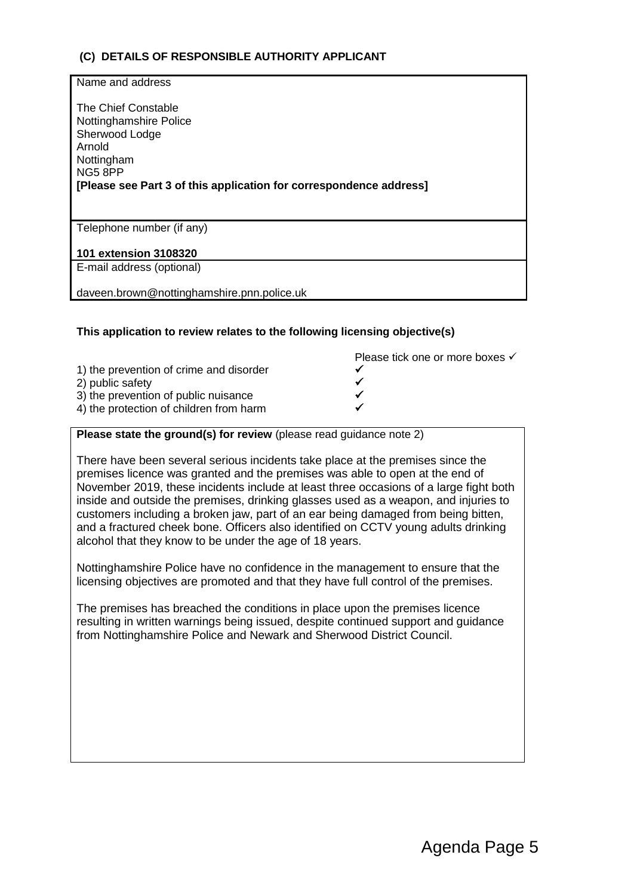### (C) DETAILS OF RESPONSIBLE AUTHORITY APPLICANT

Name and address

The Chief Constable
Nottinghamshire Police
Sherwood Lodge
Arnold
Nottingham
NG5 8PP
**[Please see Part 3 of this application for correspondence address]**

Telephone number (if any)

**101 extension 3108320**

E-mail address (optional)

daveen.brown@nottinghamshire.pnn.police.uk

**This application to review relates to the following licensing objective(s)**

| | Please tick one or more boxes ✓ |
|---|---|
| 1) the prevention of crime and disorder | ✓ |
| 2) public safety | ✓ |
| 3) the prevention of public nuisance | ✓ |
| 4) the protection of children from harm | ✓ |

**Please state the ground(s) for review** (please read guidance note 2)

There have been several serious incidents take place at the premises since the premises licence was granted and the premises was able to open at the end of November 2019, these incidents include at least three occasions of a large fight both inside and outside the premises, drinking glasses used as a weapon, and injuries to customers including a broken jaw, part of an ear being damaged from being bitten, and a fractured cheek bone. Officers also identified on CCTV young adults drinking alcohol that they know to be under the age of 18 years.

Nottinghamshire Police have no confidence in the management to ensure that the licensing objectives are promoted and that they have full control of the premises.

The premises has breached the conditions in place upon the premises licence resulting in written warnings being issued, despite continued support and guidance from Nottinghamshire Police and Newark and Sherwood District Council.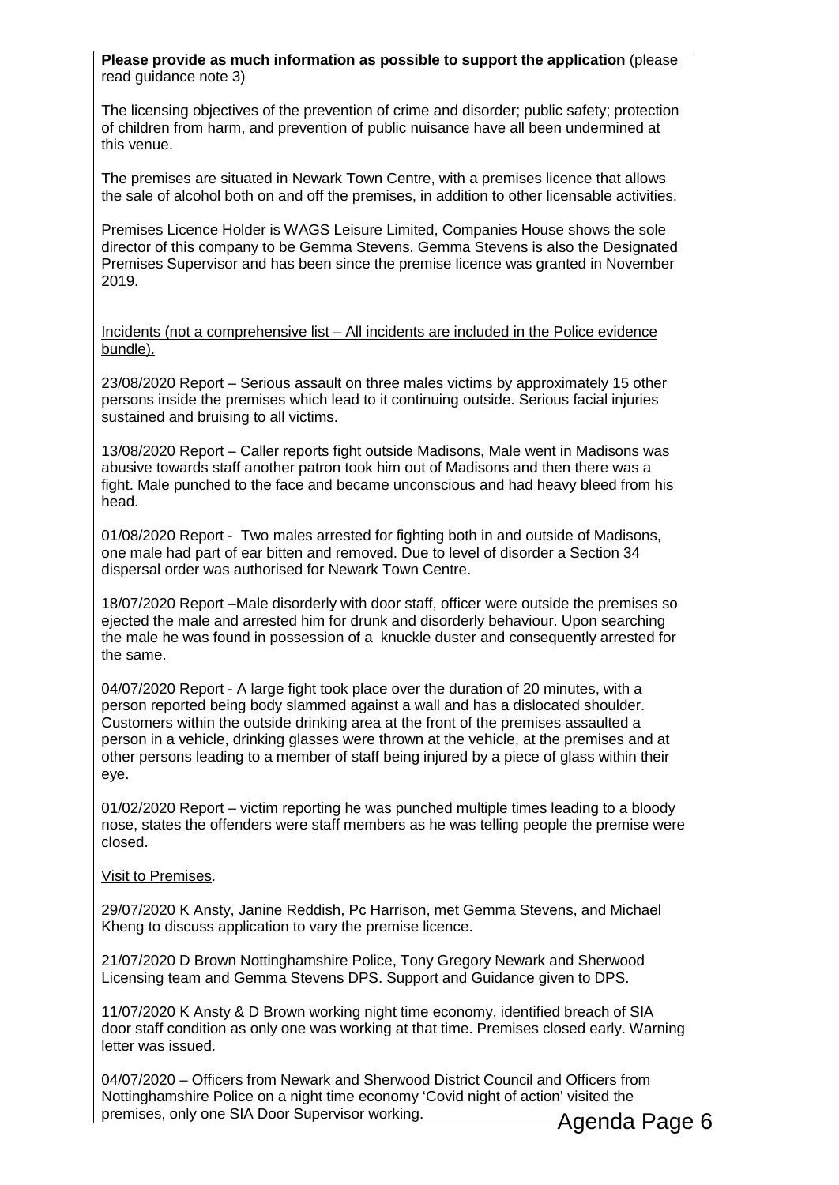**Please provide as much information as possible to support the application** (please read guidance note 3)

The licensing objectives of the prevention of crime and disorder; public safety; protection of children from harm, and prevention of public nuisance have all been undermined at this venue.

The premises are situated in Newark Town Centre, with a premises licence that allows the sale of alcohol both on and off the premises, in addition to other licensable activities.

Premises Licence Holder is WAGS Leisure Limited, Companies House shows the sole director of this company to be Gemma Stevens. Gemma Stevens is also the Designated Premises Supervisor and has been since the premise licence was granted in November 2019.

Incidents (not a comprehensive list – All incidents are included in the Police evidence bundle).

23/08/2020 Report – Serious assault on three males victims by approximately 15 other persons inside the premises which lead to it continuing outside. Serious facial injuries sustained and bruising to all victims.

13/08/2020 Report – Caller reports fight outside Madisons, Male went in Madisons was abusive towards staff another patron took him out of Madisons and then there was a fight. Male punched to the face and became unconscious and had heavy bleed from his head.

01/08/2020 Report - Two males arrested for fighting both in and outside of Madisons, one male had part of ear bitten and removed. Due to level of disorder a Section 34 dispersal order was authorised for Newark Town Centre.

18/07/2020 Report –Male disorderly with door staff, officer were outside the premises so ejected the male and arrested him for drunk and disorderly behaviour. Upon searching the male he was found in possession of a knuckle duster and consequently arrested for the same.

04/07/2020 Report - A large fight took place over the duration of 20 minutes, with a person reported being body slammed against a wall and has a dislocated shoulder. Customers within the outside drinking area at the front of the premises assaulted a person in a vehicle, drinking glasses were thrown at the vehicle, at the premises and at other persons leading to a member of staff being injured by a piece of glass within their eye.

01/02/2020 Report – victim reporting he was punched multiple times leading to a bloody nose, states the offenders were staff members as he was telling people the premise were closed.

Visit to Premises.

29/07/2020 K Ansty, Janine Reddish, Pc Harrison, met Gemma Stevens, and Michael Kheng to discuss application to vary the premise licence.

21/07/2020 D Brown Nottinghamshire Police, Tony Gregory Newark and Sherwood Licensing team and Gemma Stevens DPS. Support and Guidance given to DPS.

11/07/2020 K Ansty & D Brown working night time economy, identified breach of SIA door staff condition as only one was working at that time. Premises closed early. Warning letter was issued.

04/07/2020 – Officers from Newark and Sherwood District Council and Officers from Nottinghamshire Police on a night time economy 'Covid night of action' visited the premises, only one SIA Door Supervisor working.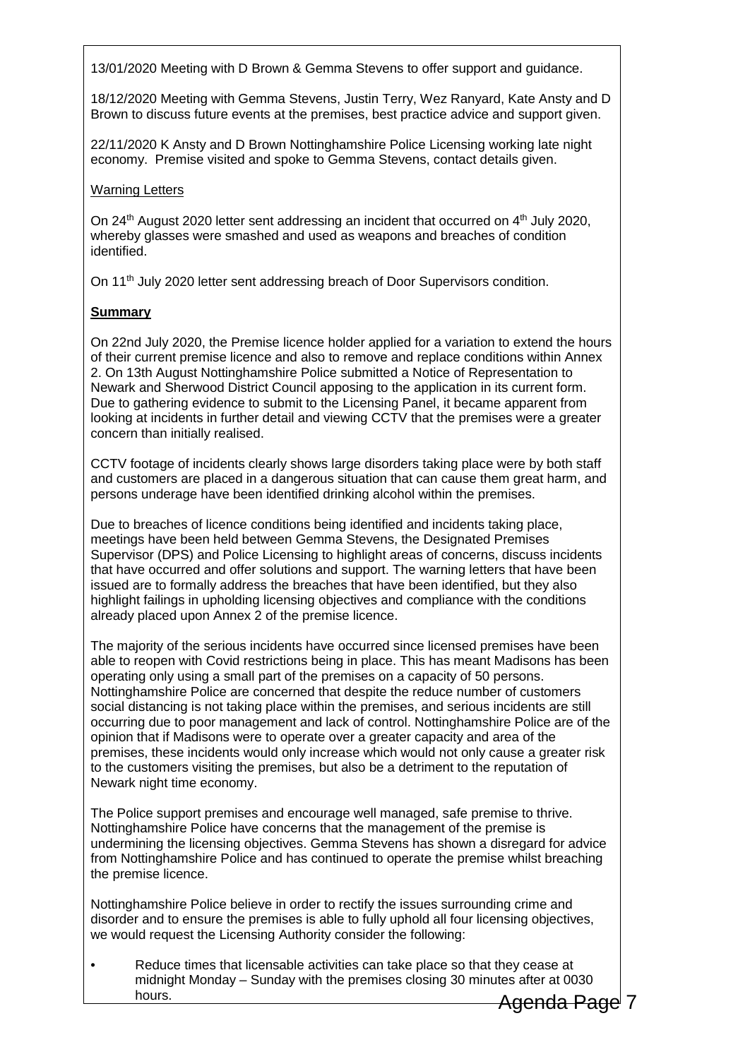13/01/2020 Meeting with D Brown & Gemma Stevens to offer support and guidance.

18/12/2020 Meeting with Gemma Stevens, Justin Terry, Wez Ranyard, Kate Ansty and D Brown to discuss future events at the premises, best practice advice and support given.

22/11/2020 K Ansty and D Brown Nottinghamshire Police Licensing working late night economy. Premise visited and spoke to Gemma Stevens, contact details given.

Warning Letters

On 24th August 2020 letter sent addressing an incident that occurred on 4th July 2020, whereby glasses were smashed and used as weapons and breaches of condition identified.

On 11th July 2020 letter sent addressing breach of Door Supervisors condition.

**Summary**

On 22nd July 2020, the Premise licence holder applied for a variation to extend the hours of their current premise licence and also to remove and replace conditions within Annex 2. On 13th August Nottinghamshire Police submitted a Notice of Representation to Newark and Sherwood District Council apposing to the application in its current form. Due to gathering evidence to submit to the Licensing Panel, it became apparent from looking at incidents in further detail and viewing CCTV that the premises were a greater concern than initially realised.

CCTV footage of incidents clearly shows large disorders taking place were by both staff and customers are placed in a dangerous situation that can cause them great harm, and persons underage have been identified drinking alcohol within the premises.

Due to breaches of licence conditions being identified and incidents taking place, meetings have been held between Gemma Stevens, the Designated Premises Supervisor (DPS) and Police Licensing to highlight areas of concerns, discuss incidents that have occurred and offer solutions and support. The warning letters that have been issued are to formally address the breaches that have been identified, but they also highlight failings in upholding licensing objectives and compliance with the conditions already placed upon Annex 2 of the premise licence.

The majority of the serious incidents have occurred since licensed premises have been able to reopen with Covid restrictions being in place. This has meant Madisons has been operating only using a small part of the premises on a capacity of 50 persons. Nottinghamshire Police are concerned that despite the reduce number of customers social distancing is not taking place within the premises, and serious incidents are still occurring due to poor management and lack of control. Nottinghamshire Police are of the opinion that if Madisons were to operate over a greater capacity and area of the premises, these incidents would only increase which would not only cause a greater risk to the customers visiting the premises, but also be a detriment to the reputation of Newark night time economy.

The Police support premises and encourage well managed, safe premise to thrive. Nottinghamshire Police have concerns that the management of the premise is undermining the licensing objectives. Gemma Stevens has shown a disregard for advice from Nottinghamshire Police and has continued to operate the premise whilst breaching the premise licence.

Nottinghamshire Police believe in order to rectify the issues surrounding crime and disorder and to ensure the premises is able to fully uphold all four licensing objectives, we would request the Licensing Authority consider the following:

- Reduce times that licensable activities can take place so that they cease at midnight Monday – Sunday with the premises closing 30 minutes after at 0030 hours.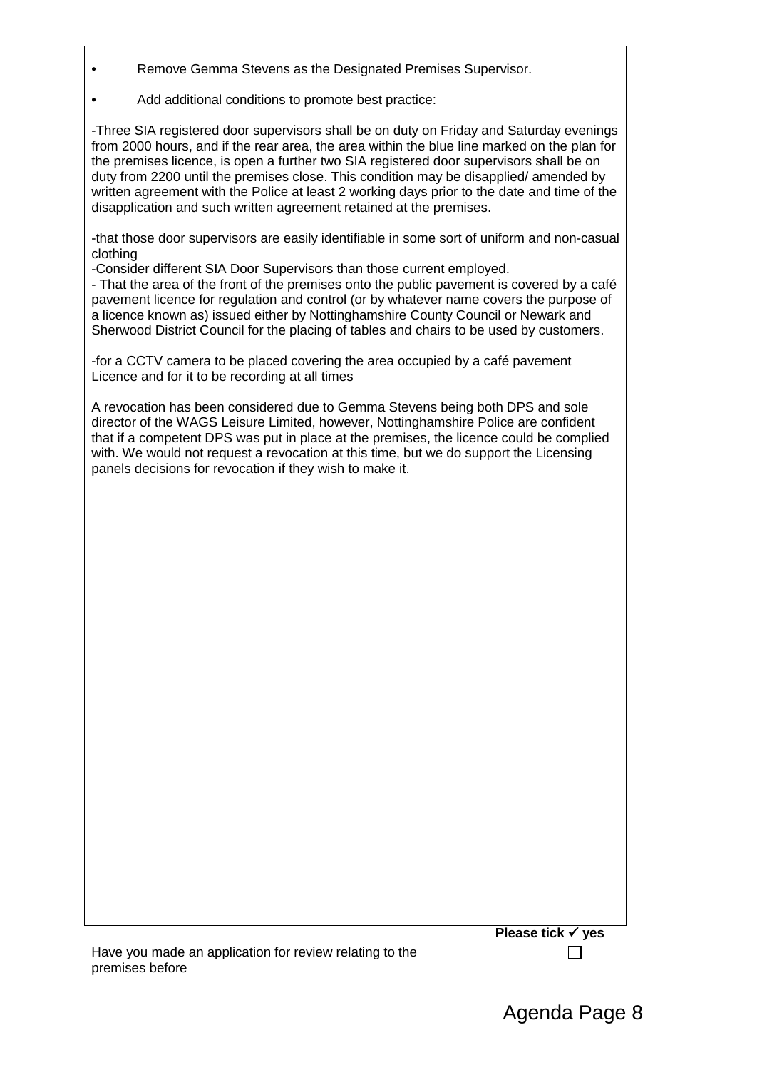- Remove Gemma Stevens as the Designated Premises Supervisor.
- Add additional conditions to promote best practice:

-Three SIA registered door supervisors shall be on duty on Friday and Saturday evenings from 2000 hours, and if the rear area, the area within the blue line marked on the plan for the premises licence, is open a further two SIA registered door supervisors shall be on duty from 2200 until the premises close. This condition may be disapplied/ amended by written agreement with the Police at least 2 working days prior to the date and time of the disapplication and such written agreement retained at the premises.

-that those door supervisors are easily identifiable in some sort of uniform and non-casual clothing

-Consider different SIA Door Supervisors than those current employed.

- That the area of the front of the premises onto the public pavement is covered by a café pavement licence for regulation and control (or by whatever name covers the purpose of a licence known as) issued either by Nottinghamshire County Council or Newark and Sherwood District Council for the placing of tables and chairs to be used by customers.

-for a CCTV camera to be placed covering the area occupied by a café pavement Licence and for it to be recording at all times

A revocation has been considered due to Gemma Stevens being both DPS and sole director of the WAGS Leisure Limited, however, Nottinghamshire Police are confident that if a competent DPS was put in place at the premises, the licence could be complied with. We would not request a revocation at this time, but we do support the Licensing panels decisions for revocation if they wish to make it.

| | **Please tick ✓ yes** |
| --- | --- |
| Have you made an application for review relating to the premises before | ☐ |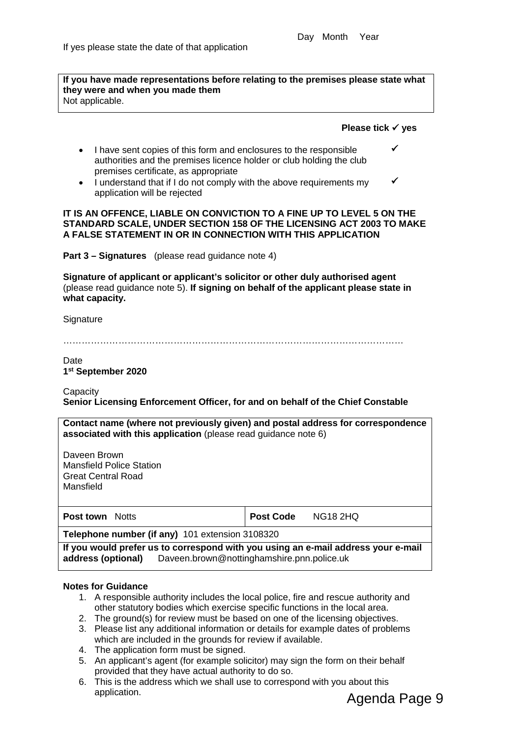If yes please state the date of that application

Day Month Year

| If you have made representations before relating to the premises please state what they were and when you made them |
|---|
| Not applicable. |

**Please tick ✓ yes**

- I have sent copies of this form and enclosures to the responsible authorities and the premises licence holder or club holding the club premises certificate, as appropriate ✓
- I understand that if I do not comply with the above requirements my application will be rejected ✓

**IT IS AN OFFENCE, LIABLE ON CONVICTION TO A FINE UP TO LEVEL 5 ON THE STANDARD SCALE, UNDER SECTION 158 OF THE LICENSING ACT 2003 TO MAKE A FALSE STATEMENT IN OR IN CONNECTION WITH THIS APPLICATION**

**Part 3 – Signatures** (please read guidance note 4)

**Signature of applicant or applicant's solicitor or other duly authorised agent** (please read guidance note 5). **If signing on behalf of the applicant please state in what capacity.**

Signature

…………………………………………………………………………………………………

Date
**1st September 2020**

Capacity
**Senior Licensing Enforcement Officer, for and on behalf of the Chief Constable**

| **Contact name (where not previously given) and postal address for correspondence associated with this application** (please read guidance note 6)<br><br>Daveen Brown<br>Mansfield Police Station<br>Great Central Road<br>Mansfield | |
|---|---|
| **Post town** Notts | **Post Code** NG18 2HQ |
| **Telephone number (if any)** 101 extension 3108320 | |
| **If you would prefer us to correspond with you using an e-mail address your e-mail address (optional)** Daveen.brown@nottinghamshire.pnn.police.uk | |

**Notes for Guidance**

1. A responsible authority includes the local police, fire and rescue authority and other statutory bodies which exercise specific functions in the local area.
2. The ground(s) for review must be based on one of the licensing objectives.
3. Please list any additional information or details for example dates of problems which are included in the grounds for review if available.
4. The application form must be signed.
5. An applicant's agent (for example solicitor) may sign the form on their behalf provided that they have actual authority to do so.
6. This is the address which we shall use to correspond with you about this application.